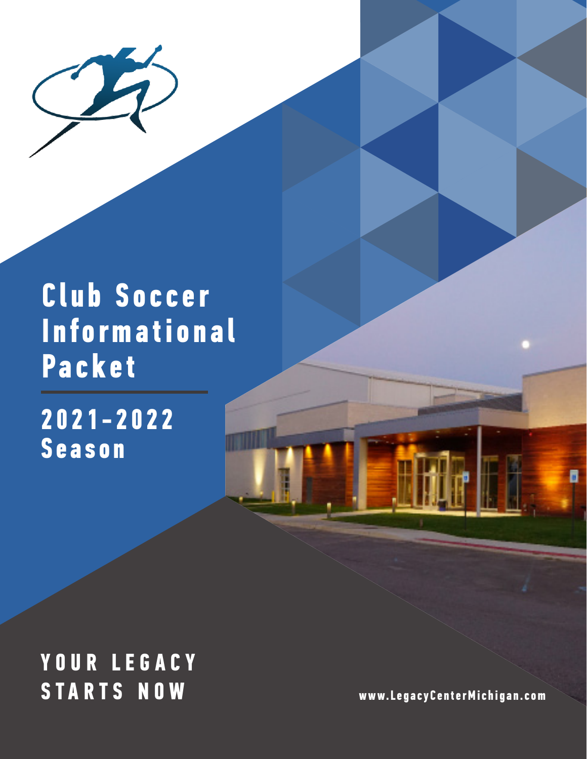# Club Soccer Informational Packet

## 2021-2022 Season

YOUR LEGACY STARTS NOW

www.LegacyCenterMichigan.com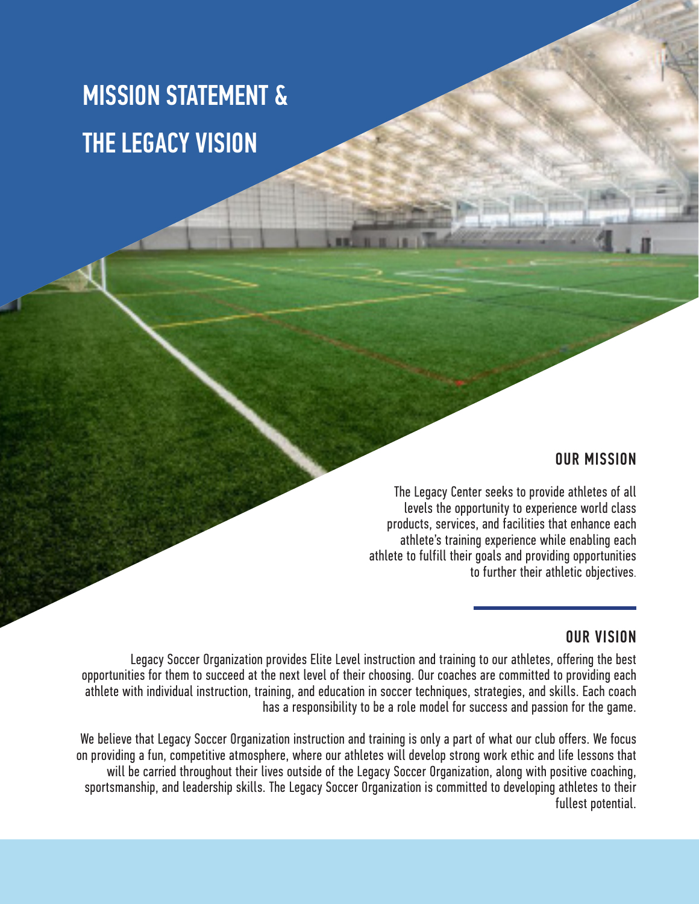# MISSION STATEMENT & THE LEGACY VISION

## OUR MISSION

The Legacy Center seeks to provide athletes of all levels the opportunity to experience world class products, services, and facilities that enhance each athlete's training experience while enabling each athlete to fulfill their goals and providing opportunities to further their athletic objectives.

## OUR VISION

Legacy Soccer Organization provides Elite Level instruction and training to our athletes, offering the best opportunities for them to succeed at the next level of their choosing. Our coaches are committed to providing each athlete with individual instruction, training, and education in soccer techniques, strategies, and skills. Each coach has a responsibility to be a role model for success and passion for the game.

We believe that Legacy Soccer Organization instruction and training is only a part of what our club offers. We focus on providing a fun, competitive atmosphere, where our athletes will develop strong work ethic and life lessons that will be carried throughout their lives outside of the Legacy Soccer Organization, along with positive coaching, sportsmanship, and leadership skills. The Legacy Soccer Organization is committed to developing athletes to their fullest potential.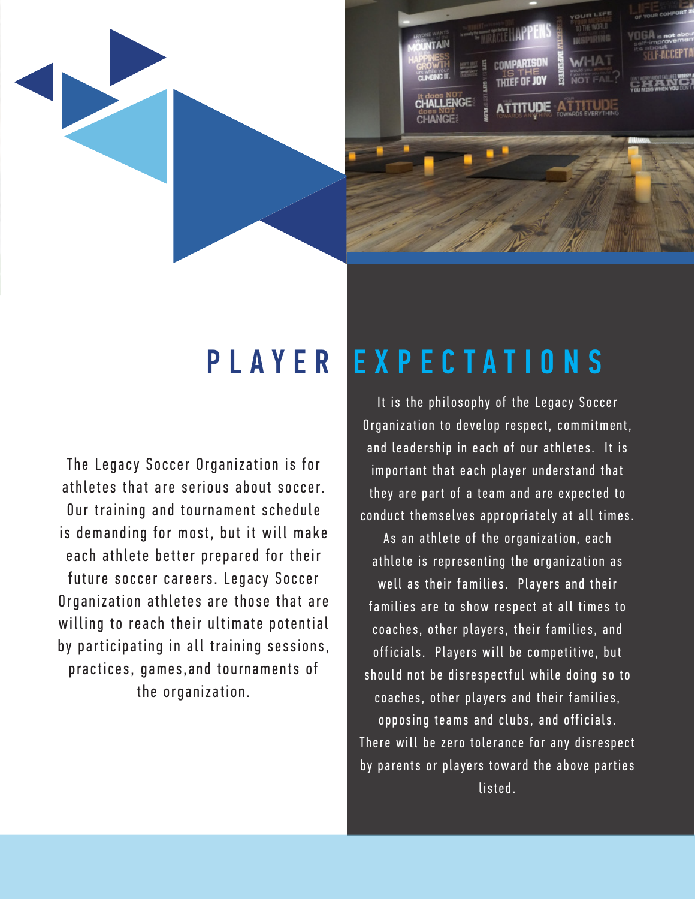# PLAYER EXPECTATIONS

The Legacy Soccer Organization is for athletes that are serious about soccer. Our training and tournament schedule is demanding for most, but it will make each athlete better prepared for their future soccer careers. Legacy Soccer Organization athletes are those that are willing to reach their ultimate potential by participating in all training sessions, practices, games,and tournaments of the organization.

It is the philosophy of the Legacy Soccer Organization to develop respect, commitment, and leadership in each of our athletes. It is important that each player understand that they are part of a team and are expected to conduct themselves appropriately at all times. As an athlete of the organization, each athlete is representing the organization as well as their families. Players and their families are to show respect at all times to coaches, other players, their families, and officials. Players will be competitive, but should not be disrespectful while doing so to coaches, other players and their families, opposing teams and clubs, and officials. There will be zero tolerance for any disrespect by parents or players toward the above parties listed.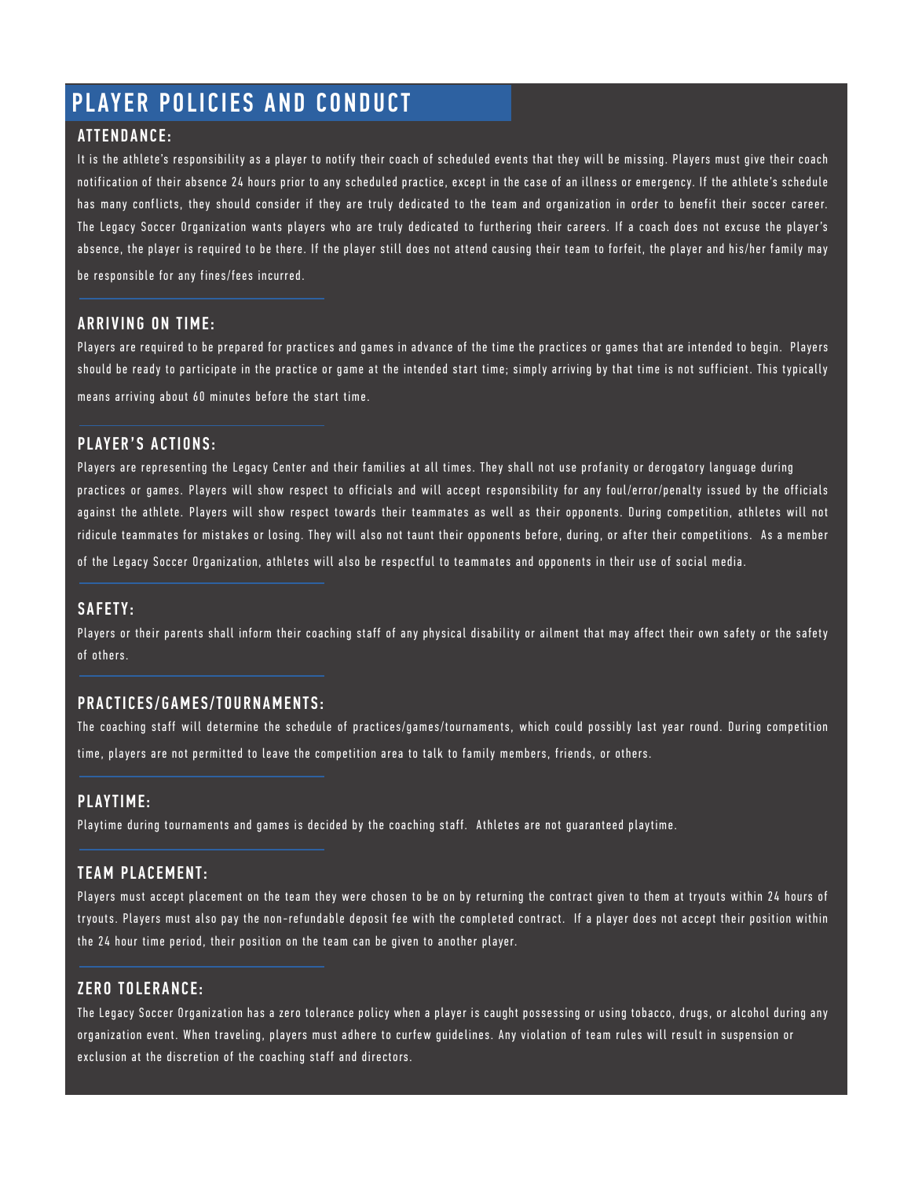# PLAYER POLICIES AND CONDUCT

## ATTENDANCE:

It is the athlete's responsibility as a player to notify their coach of scheduled events that they will be missing. Players must give their coach notification of their absence 24 hours prior to any scheduled practice, except in the case of an illness or emergency. If the athlete's schedule has many conflicts, they should consider if they are truly dedicated to the team and organization in order to benefit their soccer career. The Legacy Soccer Organization wants players who are truly dedicated to furthering their careers. If a coach does not excuse the player's absence, the player is required to be there. If the player still does not attend causing their team to forfeit, the player and his/her family may be responsible for any fines/fees incurred.

## ARRIVING ON TIME:

Players are required to be prepared for practices and games in advance of the time the practices or games that are intended to begin. Players should be ready to participate in the practice or game at the intended start time; simply arriving by that time is not sufficient. This typically means arriving about 60 minutes before the start time.

## PLAYER'S ACTIONS:

Players are representing the Legacy Center and their families at all times. They shall not use profanity or derogatory language during practices or games. Players will show respect to officials and will accept responsibility for any foul/error/penalty issued by the officials against the athlete. Players will show respect towards their teammates as well as their opponents. During competition, athletes will not ridicule teammates for mistakes or losing. They will also not taunt their opponents before, during, or after their competitions. As a member of the Legacy Soccer Organization, athletes will also be respectful to teammates and opponents in their use of social media.

## SAFETY:

Players or their parents shall inform their coaching staff of any physical disability or ailment that may affect their own safety or the safety of others.

## PRACTICES/GAMES/TOURNAMENTS:

The coaching staff will determine the schedule of practices/games/tournaments, which could possibly last year round. During competition time, players are not permitted to leave the competition area to talk to family members, friends, or others.

## PLAYTIME:

Playtime during tournaments and games is decided by the coaching staff. Athletes are not guaranteed playtime.

## TEAM PLACEMENT:

Players must accept placement on the team they were chosen to be on by returning the contract given to them at tryouts within 24 hours of tryouts. Players must also pay the non-refundable deposit fee with the completed contract. If a player does not accept their position within the 24 hour time period, their position on the team can be given to another player.

## ZERO TOLERANCE:

The Legacy Soccer Organization has a zero tolerance policy when a player is caught possessing or using tobacco, drugs, or alcohol during any organization event. When traveling, players must adhere to curfew guidelines. Any violation of team rules will result in suspension or exclusion at the discretion of the coaching staff and directors.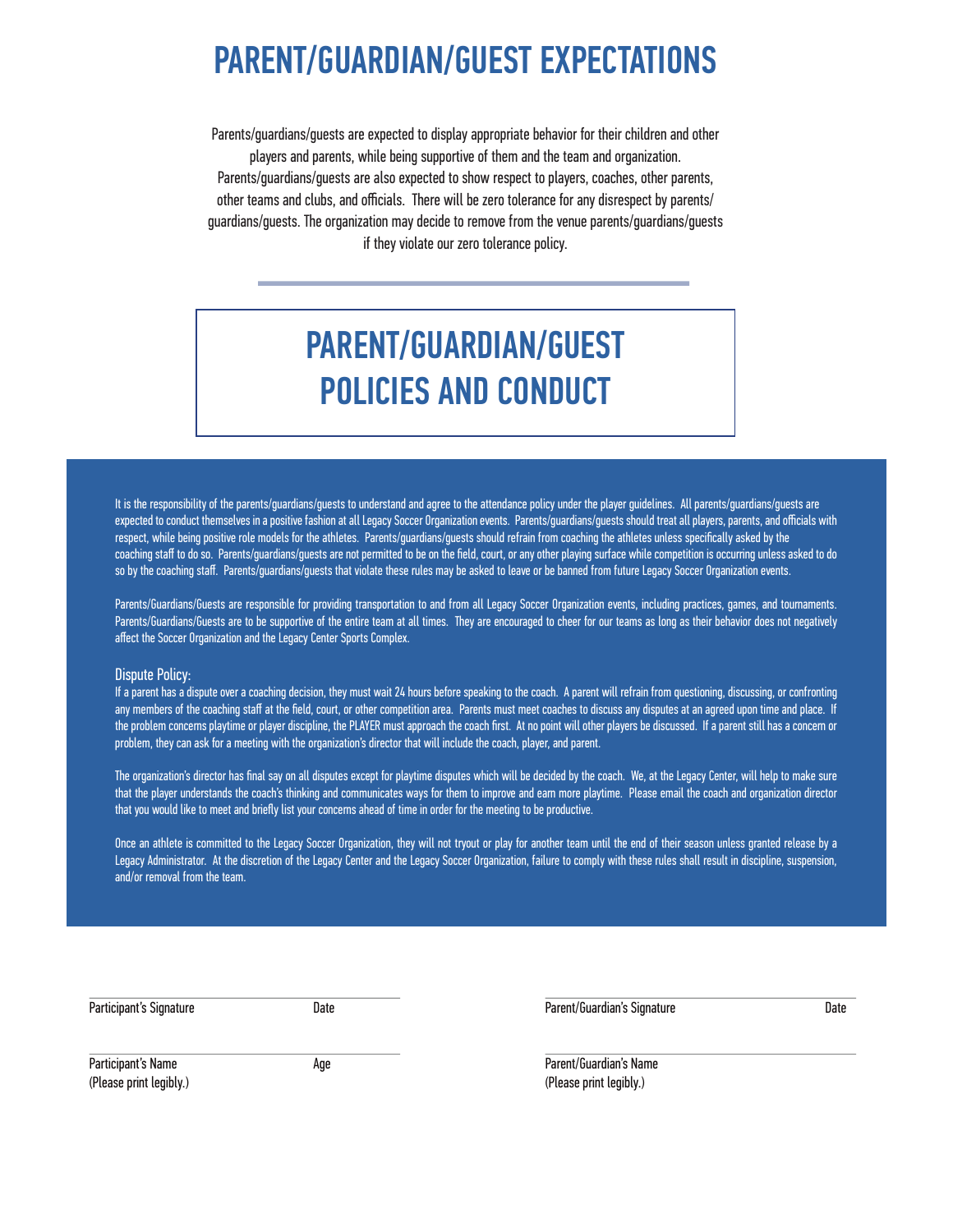# PARENT/GUARDIAN/GUEST EXPECTATIONS

Parents/guardians/guests are expected to display appropriate behavior for their children and other players and parents, while being supportive of them and the team and organization. Parents/guardians/guests are also expected to show respect to players, coaches, other parents, other teams and clubs, and officials. There will be zero tolerance for any disrespect by parents/guardians/guests. The organization may decide to remove from the venue parents/guardians/guests if they violate our zero tolerance policy.

# PARENT/GUARDIAN/GUEST POLICIES AND CONDUCT

It is the responsibility of the parents/guardians/guests to understand and agree to the attendance policy under the player guidelines. All parents/guardians/guests are expected to conduct themselves in a positive fashion at all Legacy Soccer Organization events. Parents/guardians/guests should treat all players, parents, and officials with respect, while being positive role models for the athletes. Parents/guardians/guests should refrain from coaching the athletes unless specifically asked by the coaching staff to do so. Parents/guardians/guests are not permitted to be on the field, court, or any other playing surface while competition is occurring unless asked to do so by the coaching staff. Parents/guardians/guests that violate these rules may be asked to leave or be banned from future Legacy Soccer Organization events.

Parents/Guardians/Guests are responsible for providing transportation to and from all Legacy Soccer Organization events, including practices, games, and tournaments. Parents/Guardians/Guests are to be supportive of the entire team at all times. They are encouraged to cheer for our teams as long as their behavior does not negatively affect the Soccer Organization and the Legacy Center Sports Complex.

Dispute Policy:
If a parent has a dispute over a coaching decision, they must wait 24 hours before speaking to the coach. A parent will refrain from questioning, discussing, or confronting any members of the coaching staff at the field, court, or other competition area. Parents must meet coaches to discuss any disputes at an agreed upon time and place. If the problem concerns playtime or player discipline, the PLAYER must approach the coach first. At no point will other players be discussed. If a parent still has a concern or problem, they can ask for a meeting with the organization's director that will include the coach, player, and parent.

The organization's director has final say on all disputes except for playtime disputes which will be decided by the coach. We, at the Legacy Center, will help to make sure that the player understands the coach's thinking and communicates ways for them to improve and earn more playtime. Please email the coach and organization director that you would like to meet and briefly list your concerns ahead of time in order for the meeting to be productive.

Once an athlete is committed to the Legacy Soccer Organization, they will not tryout or play for another team until the end of their season unless granted release by a Legacy Administrator. At the discretion of the Legacy Center and the Legacy Soccer Organization, failure to comply with these rules shall result in discipline, suspension, and/or removal from the team.

Participant's Signature &emsp;&emsp; Date

Participant's Name &emsp;&emsp; Age
(Please print legibly.)

Parent/Guardian's Signature &emsp;&emsp; Date

Parent/Guardian's Name
(Please print legibly.)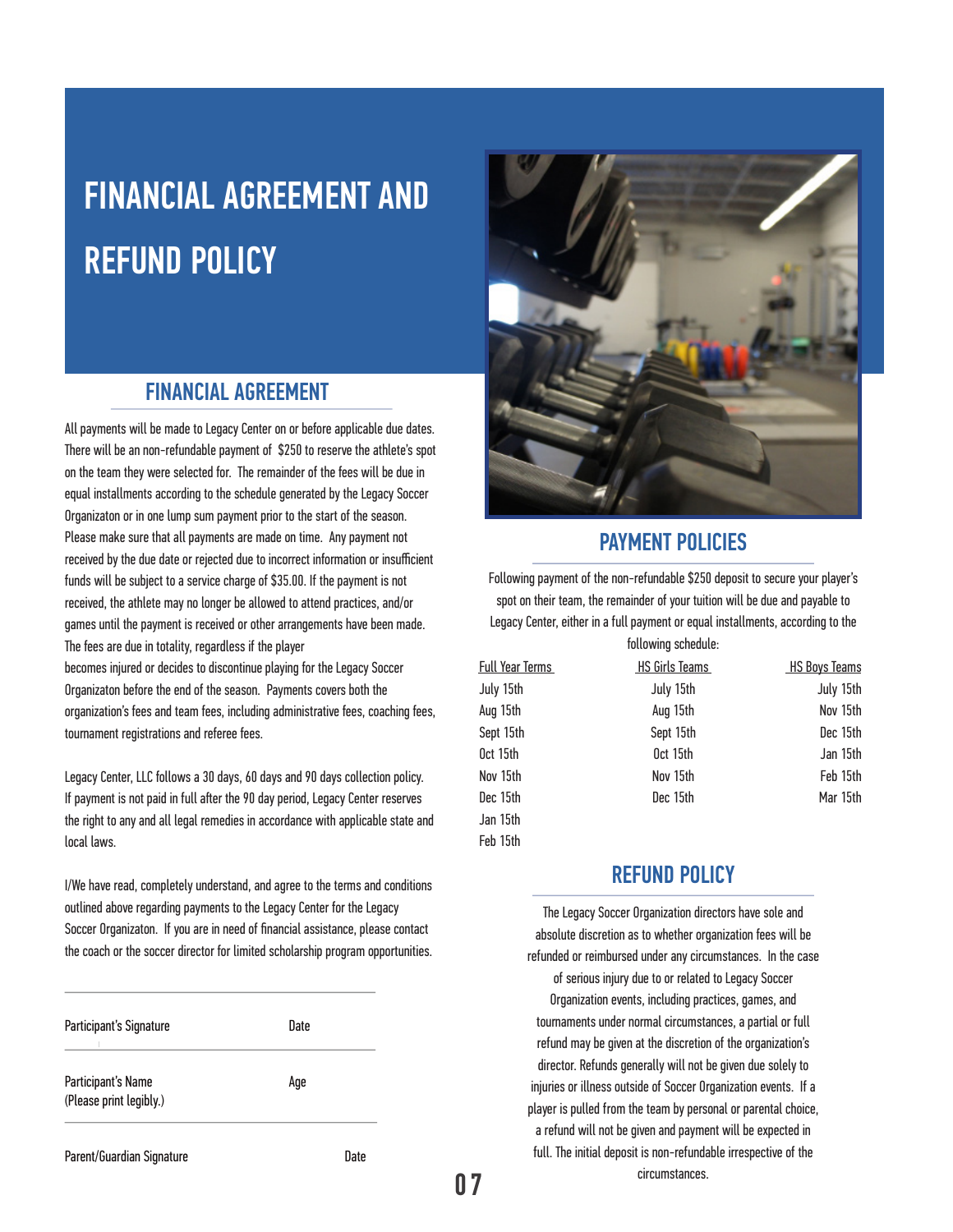# FINANCIAL AGREEMENT AND REFUND POLICY

## FINANCIAL AGREEMENT

All payments will be made to Legacy Center on or before applicable due dates. There will be an non-refundable payment of $250 to reserve the athlete's spot on the team they were selected for. The remainder of the fees will be due in equal installments according to the schedule generated by the Legacy Soccer Organizaton or in one lump sum payment prior to the start of the season. Please make sure that all payments are made on time. Any payment not received by the due date or rejected due to incorrect information or insufficient funds will be subject to a service charge of $35.00. If the payment is not received, the athlete may no longer be allowed to attend practices, and/or games until the payment is received or other arrangements have been made. The fees are due in totality, regardless if the player becomes injured or decides to discontinue playing for the Legacy Soccer Organizaton before the end of the season. Payments covers both the organization's fees and team fees, including administrative fees, coaching fees, tournament registrations and referee fees.

Legacy Center, LLC follows a 30 days, 60 days and 90 days collection policy. If payment is not paid in full after the 90 day period, Legacy Center reserves the right to any and all legal remedies in accordance with applicable state and local laws.

I/We have read, completely understand, and agree to the terms and conditions outlined above regarding payments to the Legacy Center for the Legacy Soccer Organizaton. If you are in need of financial assistance, please contact the coach or the soccer director for limited scholarship program opportunities.

Participant's Signature Date

Participant's Name (Please print legibly.) Age

Parent/Guardian Signature Date

## PAYMENT POLICIES

Following payment of the non-refundable $250 deposit to secure your player's spot on their team, the remainder of your tuition will be due and payable to Legacy Center, either in a full payment or equal installments, according to the following schedule:

| Full Year Terms | HS Girls Teams | HS Boys Teams |
| --- | --- | --- |
| July 15th | July 15th | July 15th |
| Aug 15th | Aug 15th | Nov 15th |
| Sept 15th | Sept 15th | Dec 15th |
| Oct 15th | Oct 15th | Jan 15th |
| Nov 15th | Nov 15th | Feb 15th |
| Dec 15th | Dec 15th | Mar 15th |
| Jan 15th | | |
| Feb 15th | | |

## REFUND POLICY

The Legacy Soccer Organization directors have sole and absolute discretion as to whether organization fees will be refunded or reimbursed under any circumstances. In the case of serious injury due to or related to Legacy Soccer Organization events, including practices, games, and tournaments under normal circumstances, a partial or full refund may be given at the discretion of the organization's director. Refunds generally will not be given due solely to injuries or illness outside of Soccer Organization events. If a player is pulled from the team by personal or parental choice, a refund will not be given and payment will be expected in full. The initial deposit is non-refundable irrespective of the circumstances.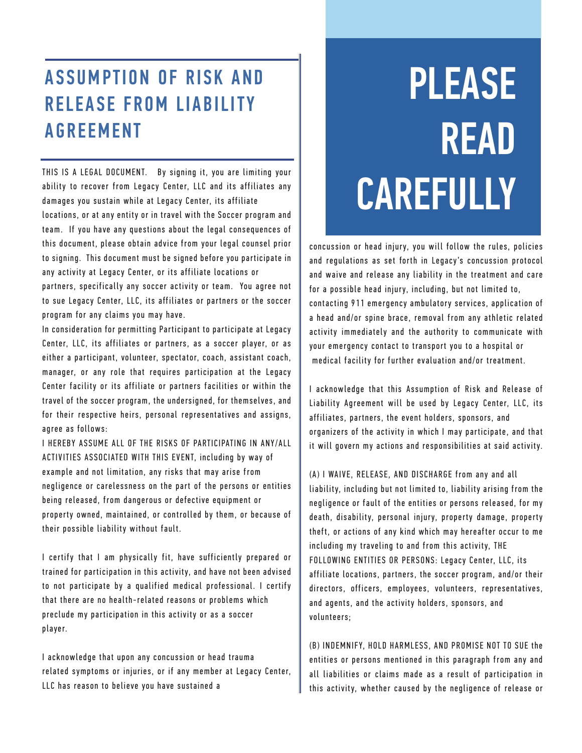# ASSUMPTION OF RISK AND RELEASE FROM LIABILITY AGREEMENT

THIS IS A LEGAL DOCUMENT. By signing it, you are limiting your ability to recover from Legacy Center, LLC and its affiliates any damages you sustain while at Legacy Center, its affiliate locations, or at any entity or in travel with the Soccer program and team. If you have any questions about the legal consequences of this document, please obtain advice from your legal counsel prior to signing. This document must be signed before you participate in any activity at Legacy Center, or its affiliate locations or partners, specifically any soccer activity or team. You agree not to sue Legacy Center, LLC, its affiliates or partners or the soccer program for any claims you may have.

In consideration for permitting Participant to participate at Legacy Center, LLC, its affiliates or partners, as a soccer player, or as either a participant, volunteer, spectator, coach, assistant coach, manager, or any role that requires participation at the Legacy Center facility or its affiliate or partners facilities or within the travel of the soccer program, the undersigned, for themselves, and for their respective heirs, personal representatives and assigns, agree as follows:

I HEREBY ASSUME ALL OF THE RISKS OF PARTICIPATING IN ANY/ALL ACTIVITIES ASSOCIATED WITH THIS EVENT, including by way of example and not limitation, any risks that may arise from negligence or carelessness on the part of the persons or entities being released, from dangerous or defective equipment or property owned, maintained, or controlled by them, or because of their possible liability without fault.

I certify that I am physically fit, have sufficiently prepared or trained for participation in this activity, and have not been advised to not participate by a qualified medical professional. I certify that there are no health-related reasons or problems which preclude my participation in this activity or as a soccer player.

I acknowledge that upon any concussion or head trauma related symptoms or injuries, or if any member at Legacy Center, LLC has reason to believe you have sustained a

# PLEASE READ CAREFULLY

concussion or head injury, you will follow the rules, policies and regulations as set forth in Legacy's concussion protocol and waive and release any liability in the treatment and care for a possible head injury, including, but not limited to, contacting 911 emergency ambulatory services, application of a head and/or spine brace, removal from any athletic related activity immediately and the authority to communicate with your emergency contact to transport you to a hospital or medical facility for further evaluation and/or treatment.

I acknowledge that this Assumption of Risk and Release of Liability Agreement will be used by Legacy Center, LLC, its affiliates, partners, the event holders, sponsors, and organizers of the activity in which I may participate, and that it will govern my actions and responsibilities at said activity.

(A) I WAIVE, RELEASE, AND DISCHARGE from any and all liability, including but not limited to, liability arising from the negligence or fault of the entities or persons released, for my death, disability, personal injury, property damage, property theft, or actions of any kind which may hereafter occur to me including my traveling to and from this activity, THE FOLLOWING ENTITIES OR PERSONS: Legacy Center, LLC, its affiliate locations, partners, the soccer program, and/or their directors, officers, employees, volunteers, representatives, and agents, and the activity holders, sponsors, and volunteers;

(B) INDEMNIFY, HOLD HARMLESS, AND PROMISE NOT TO SUE the entities or persons mentioned in this paragraph from any and all liabilities or claims made as a result of participation in this activity, whether caused by the negligence of release or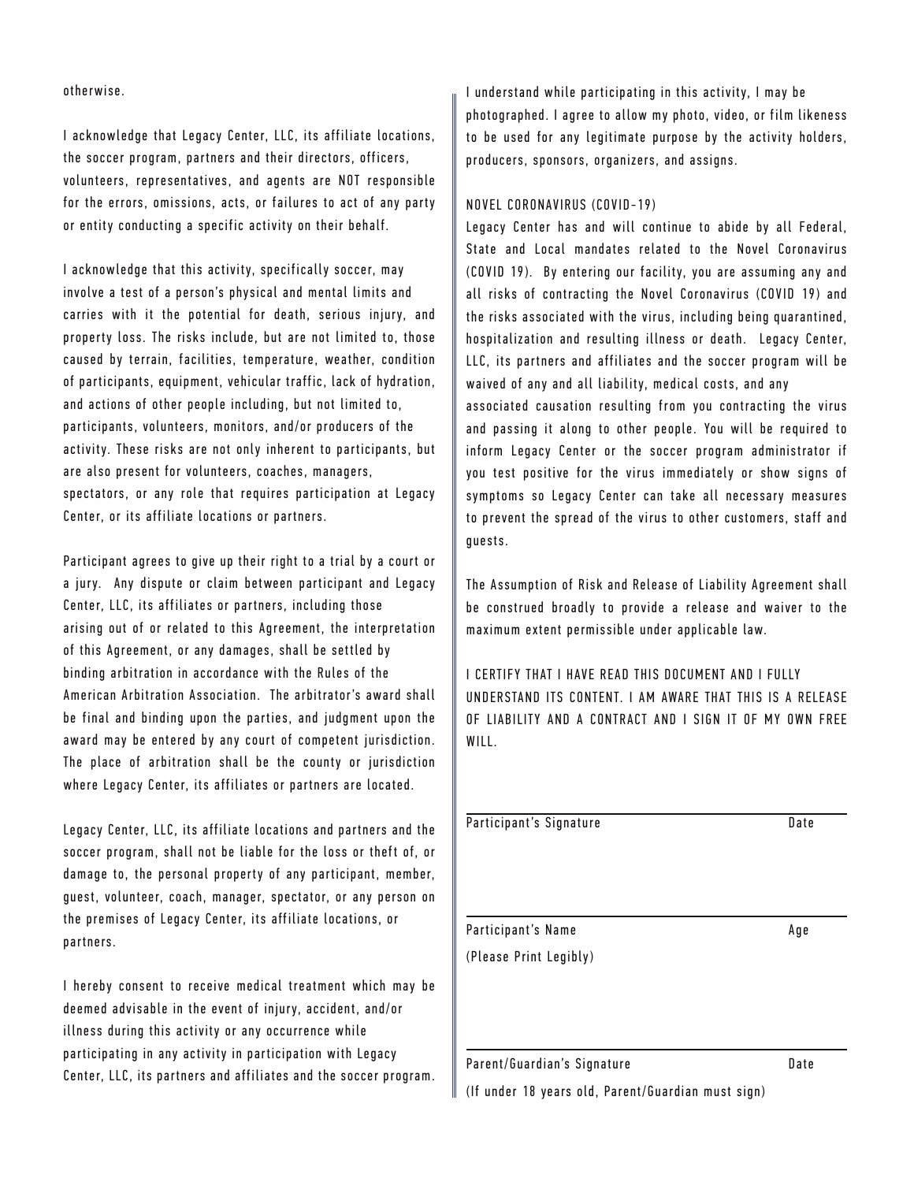otherwise.

I acknowledge that Legacy Center, LLC, its affiliate locations, the soccer program, partners and their directors, officers, volunteers, representatives, and agents are NOT responsible for the errors, omissions, acts, or failures to act of any party or entity conducting a specific activity on their behalf.

I acknowledge that this activity, specifically soccer, may involve a test of a person's physical and mental limits and carries with it the potential for death, serious injury, and property loss. The risks include, but are not limited to, those caused by terrain, facilities, temperature, weather, condition of participants, equipment, vehicular traffic, lack of hydration, and actions of other people including, but not limited to, participants, volunteers, monitors, and/or producers of the activity. These risks are not only inherent to participants, but are also present for volunteers, coaches, managers, spectators, or any role that requires participation at Legacy Center, or its affiliate locations or partners.

Participant agrees to give up their right to a trial by a court or a jury. Any dispute or claim between participant and Legacy Center, LLC, its affiliates or partners, including those arising out of or related to this Agreement, the interpretation of this Agreement, or any damages, shall be settled by binding arbitration in accordance with the Rules of the American Arbitration Association. The arbitrator's award shall be final and binding upon the parties, and judgment upon the award may be entered by any court of competent jurisdiction. The place of arbitration shall be the county or jurisdiction where Legacy Center, its affiliates or partners are located.

Legacy Center, LLC, its affiliate locations and partners and the soccer program, shall not be liable for the loss or theft of, or damage to, the personal property of any participant, member, guest, volunteer, coach, manager, spectator, or any person on the premises of Legacy Center, its affiliate locations, or partners.

I hereby consent to receive medical treatment which may be deemed advisable in the event of injury, accident, and/or illness during this activity or any occurrence while participating in any activity in participation with Legacy Center, LLC, its partners and affiliates and the soccer program.

I understand while participating in this activity, I may be photographed. I agree to allow my photo, video, or film likeness to be used for any legitimate purpose by the activity holders, producers, sponsors, organizers, and assigns.

NOVEL CORONAVIRUS (COVID-19)

Legacy Center has and will continue to abide by all Federal, State and Local mandates related to the Novel Coronavirus (COVID 19). By entering our facility, you are assuming any and all risks of contracting the Novel Coronavirus (COVID 19) and the risks associated with the virus, including being quarantined, hospitalization and resulting illness or death. Legacy Center, LLC, its partners and affiliates and the soccer program will be waived of any and all liability, medical costs, and any associated causation resulting from you contracting the virus and passing it along to other people. You will be required to inform Legacy Center or the soccer program administrator if you test positive for the virus immediately or show signs of symptoms so Legacy Center can take all necessary measures to prevent the spread of the virus to other customers, staff and guests.

The Assumption of Risk and Release of Liability Agreement shall be construed broadly to provide a release and waiver to the maximum extent permissible under applicable law.

I CERTIFY THAT I HAVE READ THIS DOCUMENT AND I FULLY UNDERSTAND ITS CONTENT. I AM AWARE THAT THIS IS A RELEASE OF LIABILITY AND A CONTRACT AND I SIGN IT OF MY OWN FREE WILL.

\_\_\_\_\_\_\_\_\_\_\_\_\_\_\_\_\_\_\_\_\_\_\_\_\_\_\_\_\_\_\_\_\_\_\_\_\_\_\_\_

Participant's Signature Date

\_\_\_\_\_\_\_\_\_\_\_\_\_\_\_\_\_\_\_\_\_\_\_\_\_\_\_\_\_\_\_\_\_\_\_\_\_\_\_\_

Participant's Name Age

(Please Print Legibly)

\_\_\_\_\_\_\_\_\_\_\_\_\_\_\_\_\_\_\_\_\_\_\_\_\_\_\_\_\_\_\_\_\_\_\_\_\_\_\_\_

Parent/Guardian's Signature Date

(If under 18 years old, Parent/Guardian must sign)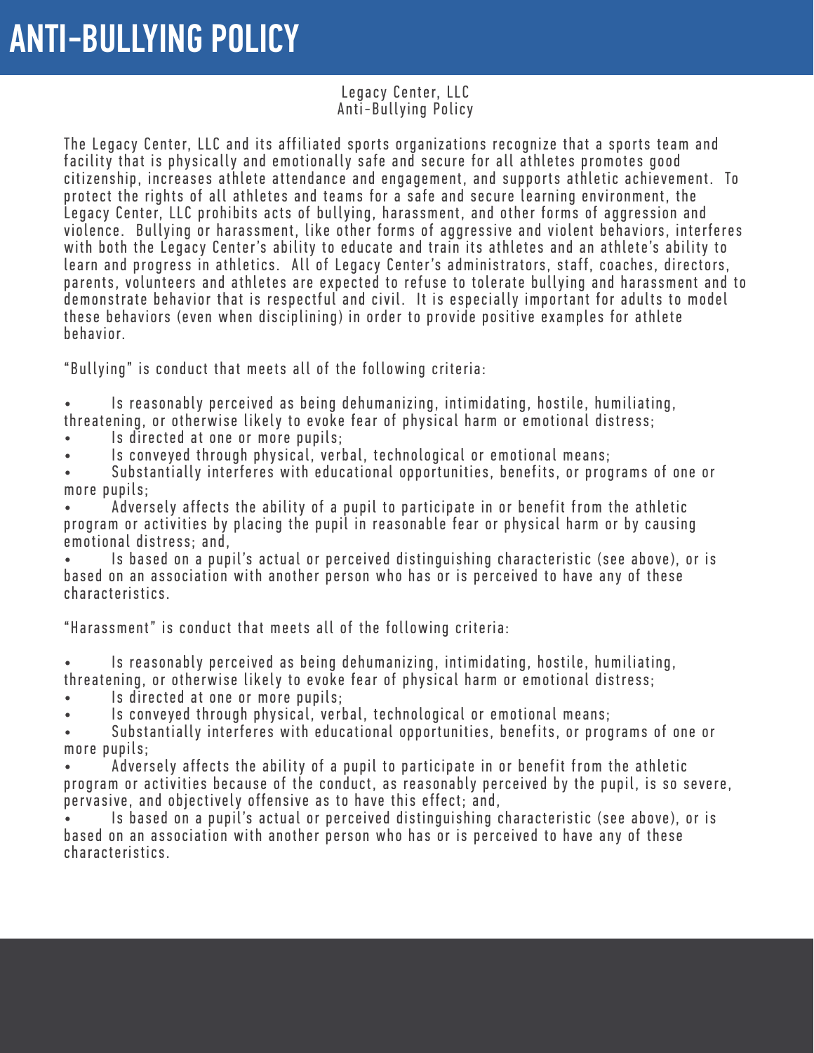# ANTI-BULLYING POLICY

Legacy Center, LLC
Anti-Bullying Policy

The Legacy Center, LLC and its affiliated sports organizations recognize that a sports team and facility that is physically and emotionally safe and secure for all athletes promotes good citizenship, increases athlete attendance and engagement, and supports athletic achievement. To protect the rights of all athletes and teams for a safe and secure learning environment, the Legacy Center, LLC prohibits acts of bullying, harassment, and other forms of aggression and violence. Bullying or harassment, like other forms of aggressive and violent behaviors, interferes with both the Legacy Center's ability to educate and train its athletes and an athlete's ability to learn and progress in athletics. All of Legacy Center's administrators, staff, coaches, directors, parents, volunteers and athletes are expected to refuse to tolerate bullying and harassment and to demonstrate behavior that is respectful and civil. It is especially important for adults to model these behaviors (even when disciplining) in order to provide positive examples for athlete behavior.

"Bullying" is conduct that meets all of the following criteria:

- Is reasonably perceived as being dehumanizing, intimidating, hostile, humiliating, threatening, or otherwise likely to evoke fear of physical harm or emotional distress;
- Is directed at one or more pupils;
- Is conveyed through physical, verbal, technological or emotional means;
- Substantially interferes with educational opportunities, benefits, or programs of one or more pupils;
- Adversely affects the ability of a pupil to participate in or benefit from the athletic program or activities by placing the pupil in reasonable fear or physical harm or by causing emotional distress; and,
- Is based on a pupil's actual or perceived distinguishing characteristic (see above), or is based on an association with another person who has or is perceived to have any of these characteristics.

"Harassment" is conduct that meets all of the following criteria:

- Is reasonably perceived as being dehumanizing, intimidating, hostile, humiliating, threatening, or otherwise likely to evoke fear of physical harm or emotional distress;
- Is directed at one or more pupils;
- Is conveyed through physical, verbal, technological or emotional means;
- Substantially interferes with educational opportunities, benefits, or programs of one or more pupils;
- Adversely affects the ability of a pupil to participate in or benefit from the athletic program or activities because of the conduct, as reasonably perceived by the pupil, is so severe, pervasive, and objectively offensive as to have this effect; and,
- Is based on a pupil's actual or perceived distinguishing characteristic (see above), or is based on an association with another person who has or is perceived to have any of these characteristics.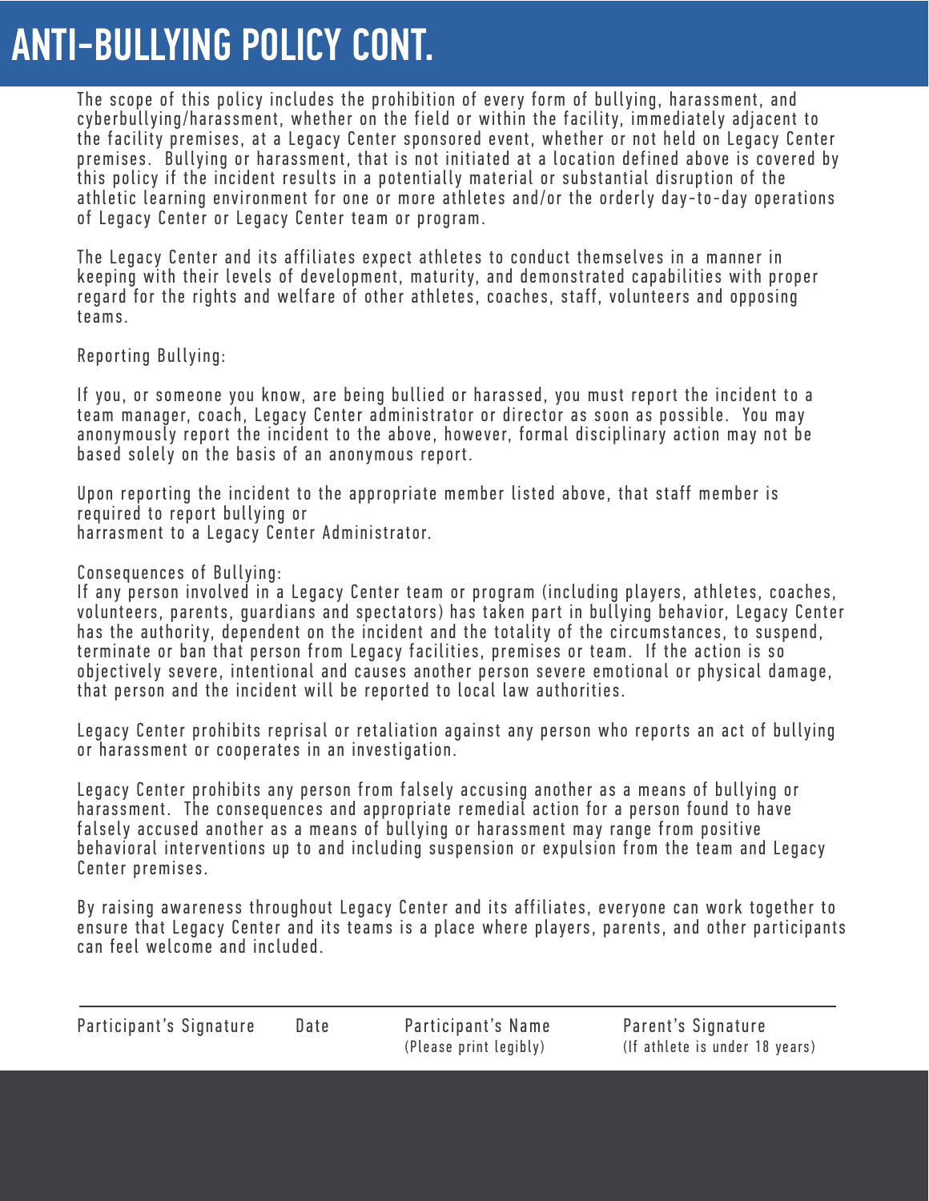# ANTI-BULLYING POLICY CONT.

The scope of this policy includes the prohibition of every form of bullying, harassment, and cyberbullying/harassment, whether on the field or within the facility, immediately adjacent to the facility premises, at a Legacy Center sponsored event, whether or not held on Legacy Center premises. Bullying or harassment, that is not initiated at a location defined above is covered by this policy if the incident results in a potentially material or substantial disruption of the athletic learning environment for one or more athletes and/or the orderly day-to-day operations of Legacy Center or Legacy Center team or program.

The Legacy Center and its affiliates expect athletes to conduct themselves in a manner in keeping with their levels of development, maturity, and demonstrated capabilities with proper regard for the rights and welfare of other athletes, coaches, staff, volunteers and opposing teams.

Reporting Bullying:

If you, or someone you know, are being bullied or harassed, you must report the incident to a team manager, coach, Legacy Center administrator or director as soon as possible. You may anonymously report the incident to the above, however, formal disciplinary action may not be based solely on the basis of an anonymous report.

Upon reporting the incident to the appropriate member listed above, that staff member is required to report bullying or
harrasment to a Legacy Center Administrator.

Consequences of Bullying:
If any person involved in a Legacy Center team or program (including players, athletes, coaches, volunteers, parents, guardians and spectators) has taken part in bullying behavior, Legacy Center has the authority, dependent on the incident and the totality of the circumstances, to suspend, terminate or ban that person from Legacy facilities, premises or team. If the action is so objectively severe, intentional and causes another person severe emotional or physical damage, that person and the incident will be reported to local law authorities.

Legacy Center prohibits reprisal or retaliation against any person who reports an act of bullying or harassment or cooperates in an investigation.

Legacy Center prohibits any person from falsely accusing another as a means of bullying or harassment. The consequences and appropriate remedial action for a person found to have falsely accused another as a means of bullying or harassment may range from positive behavioral interventions up to and including suspension or expulsion from the team and Legacy Center premises.

By raising awareness throughout Legacy Center and its affiliates, everyone can work together to ensure that Legacy Center and its teams is a place where players, parents, and other participants can feel welcome and included.

| Participant's Signature | Date | Participant's Name (Please print legibly) | Parent's Signature (If athlete is under 18 years) |
|---|---|---|---|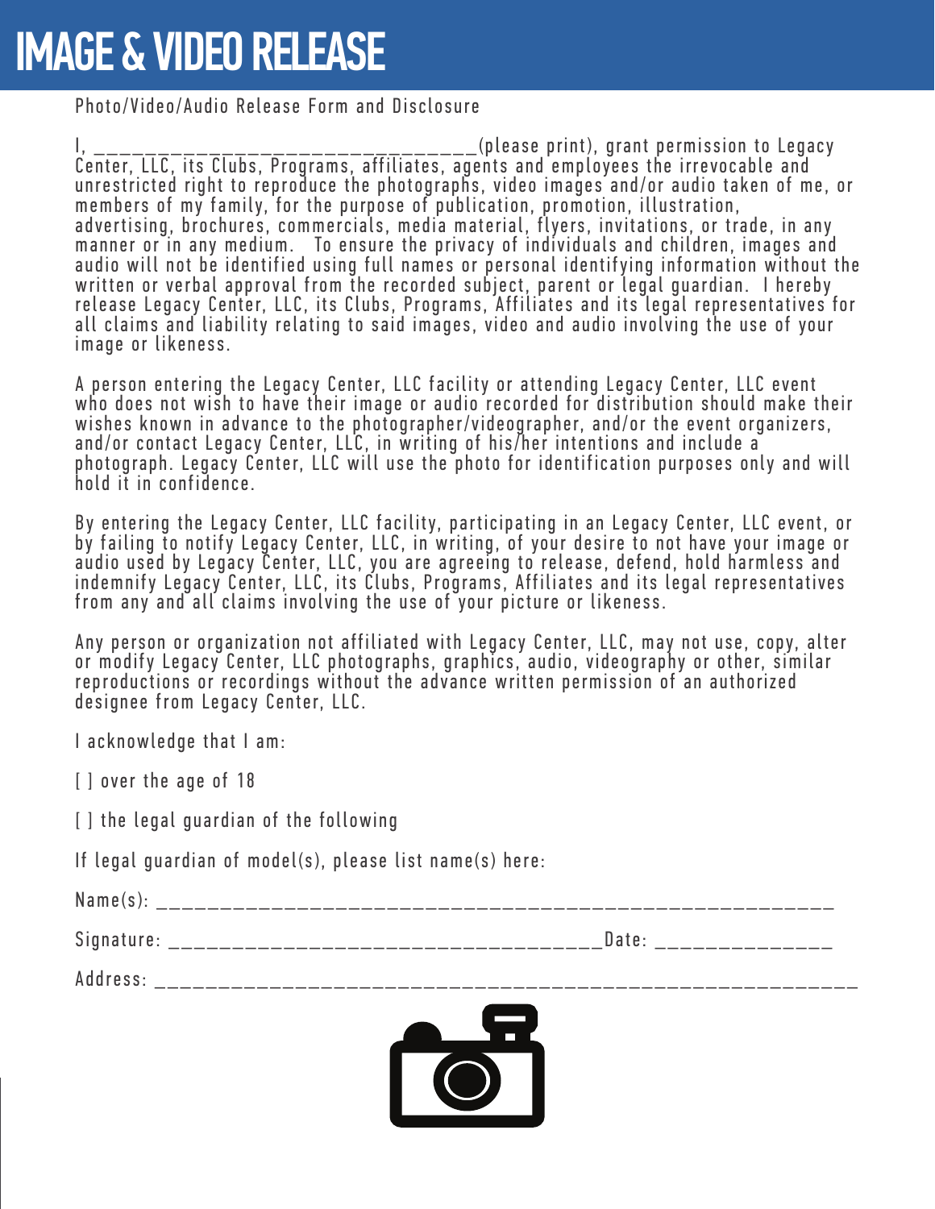# IMAGE & VIDEO RELEASE

Photo/Video/Audio Release Form and Disclosure

I, ________________________________(please print), grant permission to Legacy Center, LLC, its Clubs, Programs, affiliates, agents and employees the irrevocable and unrestricted right to reproduce the photographs, video images and/or audio taken of me, or members of my family, for the purpose of publication, promotion, illustration, advertising, brochures, commercials, media material, flyers, invitations, or trade, in any manner or in any medium. To ensure the privacy of individuals and children, images and audio will not be identified using full names or personal identifying information without the written or verbal approval from the recorded subject, parent or legal guardian. I hereby release Legacy Center, LLC, its Clubs, Programs, Affiliates and its legal representatives for all claims and liability relating to said images, video and audio involving the use of your image or likeness.

A person entering the Legacy Center, LLC facility or attending Legacy Center, LLC event who does not wish to have their image or audio recorded for distribution should make their wishes known in advance to the photographer/videographer, and/or the event organizers, and/or contact Legacy Center, LLC, in writing of his/her intentions and include a photograph. Legacy Center, LLC will use the photo for identification purposes only and will hold it in confidence.

By entering the Legacy Center, LLC facility, participating in an Legacy Center, LLC event, or by failing to notify Legacy Center, LLC, in writing, of your desire to not have your image or audio used by Legacy Center, LLC, you are agreeing to release, defend, hold harmless and indemnify Legacy Center, LLC, its Clubs, Programs, Affiliates and its legal representatives from any and all claims involving the use of your picture or likeness.

Any person or organization not affiliated with Legacy Center, LLC, may not use, copy, alter or modify Legacy Center, LLC photographs, graphics, audio, videography or other, similar reproductions or recordings without the advance written permission of an authorized designee from Legacy Center, LLC.

I acknowledge that I am:

[ ] over the age of 18

[ ] the legal guardian of the following

If legal guardian of model(s), please list name(s) here:

Name(s): _______________________________________________________

Signature: ____________________________________Date: _______________

Address: __________________________________________________________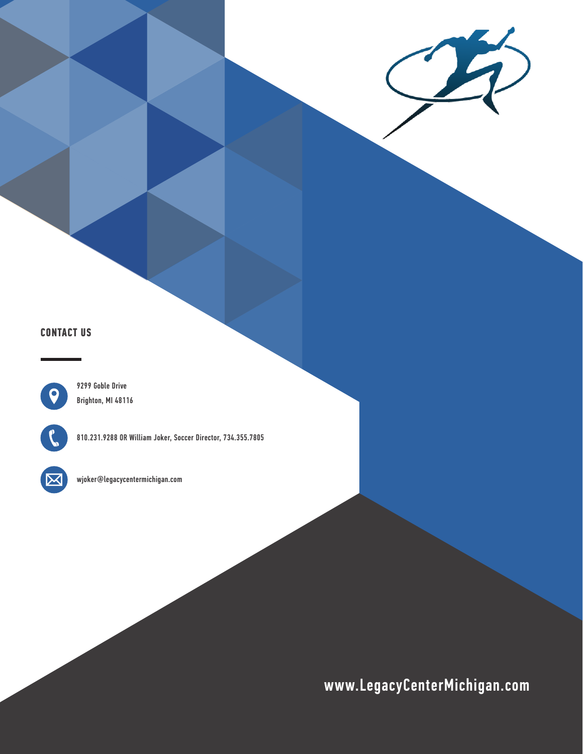## CONTACT US

9299 Goble Drive
Brighton, MI 48116

810.231.9288 OR William Joker, Soccer Director, 734.355.7805

wjoker@legacycentermichigan.com

**www.LegacyCenterMichigan.com**